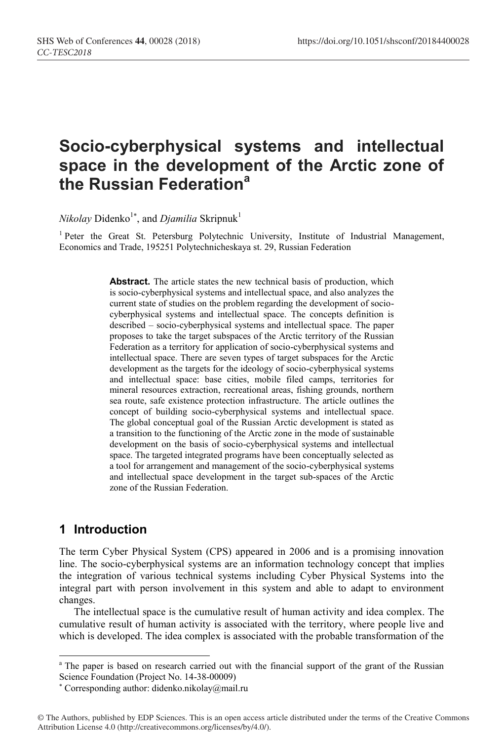# Socio-cyberphysical systems and intellectual space in the development of the Arctic zone of the Russian Federation[a]

*Nikolay* Didenko[1*], and *Djamilia* Skripnuk[1]

[1] Peter the Great St. Petersburg Polytechnic University, Institute of Industrial Management, Economics and Trade, 195251 Polytechnicheskaya st. 29, Russian Federation

**Abstract.** The article states the new technical basis of production, which is socio-cyberphysical systems and intellectual space, and also analyzes the current state of studies on the problem regarding the development of socio-cyberphysical systems and intellectual space. The concepts definition is described – socio-cyberphysical systems and intellectual space. The paper proposes to take the target subspaces of the Arctic territory of the Russian Federation as a territory for application of socio-cyberphysical systems and intellectual space. There are seven types of target subspaces for the Arctic development as the targets for the ideology of socio-cyberphysical systems and intellectual space: base cities, mobile filed camps, territories for mineral resources extraction, recreational areas, fishing grounds, northern sea route, safe existence protection infrastructure. The article outlines the concept of building socio-cyberphysical systems and intellectual space. The global conceptual goal of the Russian Arctic development is stated as a transition to the functioning of the Arctic zone in the mode of sustainable development on the basis of socio-cyberphysical systems and intellectual space. The targeted integrated programs have been conceptually selected as a tool for arrangement and management of the socio-cyberphysical systems and intellectual space development in the target sub-spaces of the Arctic zone of the Russian Federation.

## 1 Introduction

The term Cyber Physical System (CPS) appeared in 2006 and is a promising innovation line. The socio-cyberphysical systems are an information technology concept that implies the integration of various technical systems including Cyber Physical Systems into the integral part with person involvement in this system and able to adapt to environment changes.

The intellectual space is the cumulative result of human activity and idea complex. The cumulative result of human activity is associated with the territory, where people live and which is developed. The idea complex is associated with the probable transformation of the

---

[a] The paper is based on research carried out with the financial support of the grant of the Russian Science Foundation (Project No. 14-38-00009)

[*] Corresponding author: didenko.nikolay@mail.ru

© The Authors, published by EDP Sciences. This is an open access article distributed under the terms of the Creative Commons Attribution License 4.0 (http://creativecommons.org/licenses/by/4.0/).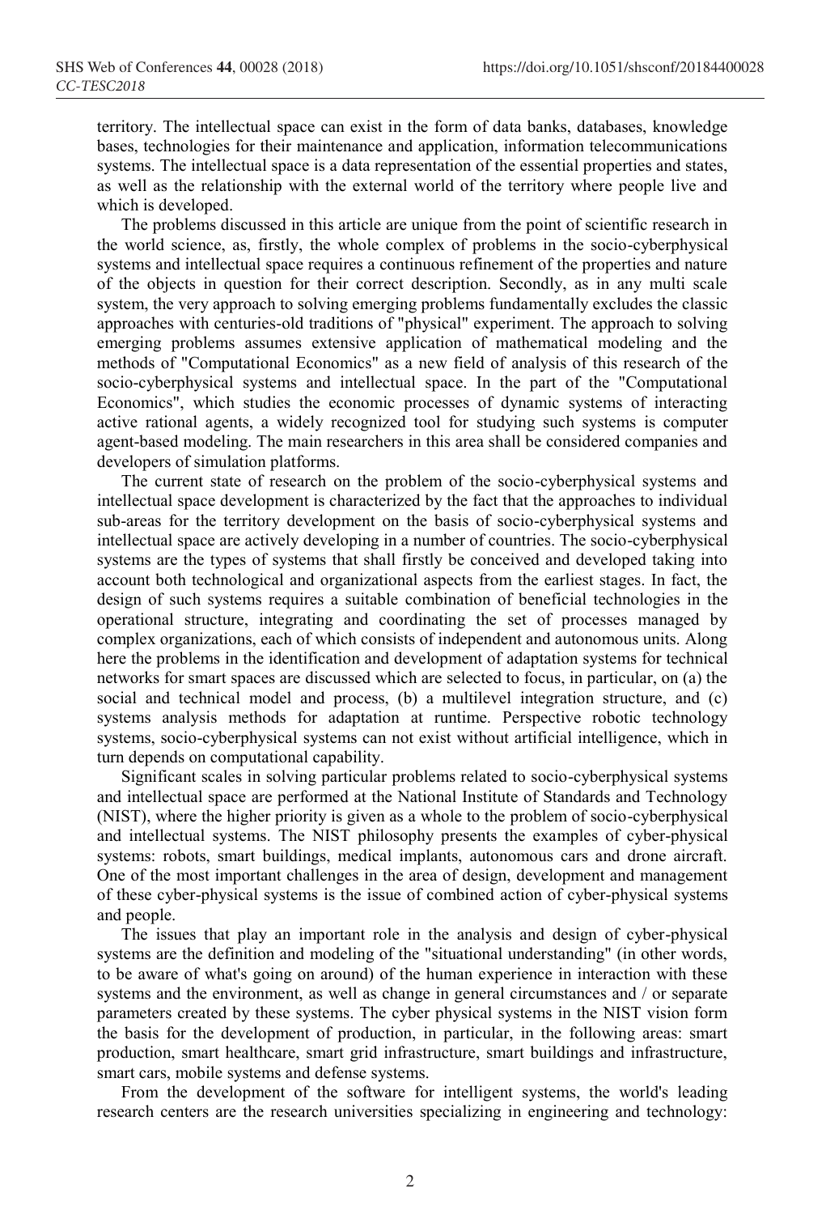territory. The intellectual space can exist in the form of data banks, databases, knowledge bases, technologies for their maintenance and application, information telecommunications systems. The intellectual space is a data representation of the essential properties and states, as well as the relationship with the external world of the territory where people live and which is developed.

The problems discussed in this article are unique from the point of scientific research in the world science, as, firstly, the whole complex of problems in the socio-cyberphysical systems and intellectual space requires a continuous refinement of the properties and nature of the objects in question for their correct description. Secondly, as in any multi scale system, the very approach to solving emerging problems fundamentally excludes the classic approaches with centuries-old traditions of "physical" experiment. The approach to solving emerging problems assumes extensive application of mathematical modeling and the methods of "Computational Economics" as a new field of analysis of this research of the socio-cyberphysical systems and intellectual space. In the part of the "Computational Economics", which studies the economic processes of dynamic systems of interacting active rational agents, a widely recognized tool for studying such systems is computer agent-based modeling. The main researchers in this area shall be considered companies and developers of simulation platforms.

The current state of research on the problem of the socio-cyberphysical systems and intellectual space development is characterized by the fact that the approaches to individual sub-areas for the territory development on the basis of socio-cyberphysical systems and intellectual space are actively developing in a number of countries. The socio-cyberphysical systems are the types of systems that shall firstly be conceived and developed taking into account both technological and organizational aspects from the earliest stages. In fact, the design of such systems requires a suitable combination of beneficial technologies in the operational structure, integrating and coordinating the set of processes managed by complex organizations, each of which consists of independent and autonomous units. Along here the problems in the identification and development of adaptation systems for technical networks for smart spaces are discussed which are selected to focus, in particular, on (a) the social and technical model and process, (b) a multilevel integration structure, and (c) systems analysis methods for adaptation at runtime. Perspective robotic technology systems, socio-cyberphysical systems can not exist without artificial intelligence, which in turn depends on computational capability.

Significant scales in solving particular problems related to socio-cyberphysical systems and intellectual space are performed at the National Institute of Standards and Technology (NIST), where the higher priority is given as a whole to the problem of socio-cyberphysical and intellectual systems. The NIST philosophy presents the examples of cyber-physical systems: robots, smart buildings, medical implants, autonomous cars and drone aircraft. One of the most important challenges in the area of design, development and management of these cyber-physical systems is the issue of combined action of cyber-physical systems and people.

The issues that play an important role in the analysis and design of cyber-physical systems are the definition and modeling of the "situational understanding" (in other words, to be aware of what's going on around) of the human experience in interaction with these systems and the environment, as well as change in general circumstances and / or separate parameters created by these systems. The cyber physical systems in the NIST vision form the basis for the development of production, in particular, in the following areas: smart production, smart healthcare, smart grid infrastructure, smart buildings and infrastructure, smart cars, mobile systems and defense systems.

From the development of the software for intelligent systems, the world's leading research centers are the research universities specializing in engineering and technology: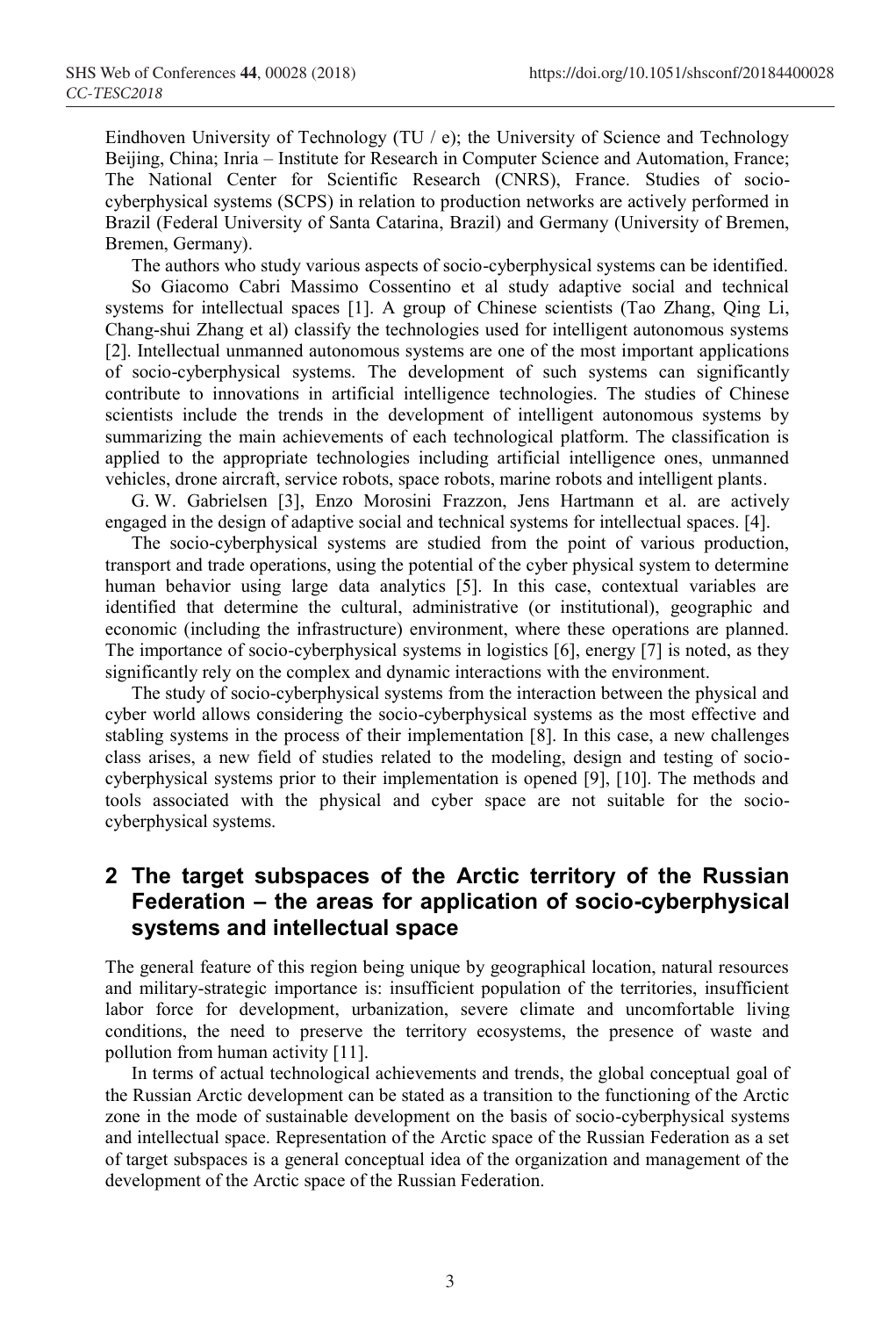Eindhoven University of Technology (TU / e); the University of Science and Technology Beijing, China; Inria – Institute for Research in Computer Science and Automation, France; The National Center for Scientific Research (CNRS), France. Studies of socio-cyberphysical systems (SCPS) in relation to production networks are actively performed in Brazil (Federal University of Santa Catarina, Brazil) and Germany (University of Bremen, Bremen, Germany).

The authors who study various aspects of socio-cyberphysical systems can be identified.

So Giacomo Cabri Massimo Cossentino et al study adaptive social and technical systems for intellectual spaces [1]. A group of Chinese scientists (Tao Zhang, Qing Li, Chang-shui Zhang et al) classify the technologies used for intelligent autonomous systems [2]. Intellectual unmanned autonomous systems are one of the most important applications of socio-cyberphysical systems. The development of such systems can significantly contribute to innovations in artificial intelligence technologies. The studies of Chinese scientists include the trends in the development of intelligent autonomous systems by summarizing the main achievements of each technological platform. The classification is applied to the appropriate technologies including artificial intelligence ones, unmanned vehicles, drone aircraft, service robots, space robots, marine robots and intelligent plants.

G. W. Gabrielsen [3], Enzo Morosini Frazzon, Jens Hartmann et al. are actively engaged in the design of adaptive social and technical systems for intellectual spaces. [4].

The socio-cyberphysical systems are studied from the point of various production, transport and trade operations, using the potential of the cyber physical system to determine human behavior using large data analytics [5]. In this case, contextual variables are identified that determine the cultural, administrative (or institutional), geographic and economic (including the infrastructure) environment, where these operations are planned. The importance of socio-cyberphysical systems in logistics [6], energy [7] is noted, as they significantly rely on the complex and dynamic interactions with the environment.

The study of socio-cyberphysical systems from the interaction between the physical and cyber world allows considering the socio-cyberphysical systems as the most effective and stabling systems in the process of their implementation [8]. In this case, a new challenges class arises, a new field of studies related to the modeling, design and testing of socio-cyberphysical systems prior to their implementation is opened [9], [10]. The methods and tools associated with the physical and cyber space are not suitable for the socio-cyberphysical systems.

## 2 The target subspaces of the Arctic territory of the Russian Federation – the areas for application of socio-cyberphysical systems and intellectual space

The general feature of this region being unique by geographical location, natural resources and military-strategic importance is: insufficient population of the territories, insufficient labor force for development, urbanization, severe climate and uncomfortable living conditions, the need to preserve the territory ecosystems, the presence of waste and pollution from human activity [11].

In terms of actual technological achievements and trends, the global conceptual goal of the Russian Arctic development can be stated as a transition to the functioning of the Arctic zone in the mode of sustainable development on the basis of socio-cyberphysical systems and intellectual space. Representation of the Arctic space of the Russian Federation as a set of target subspaces is a general conceptual idea of the organization and management of the development of the Arctic space of the Russian Federation.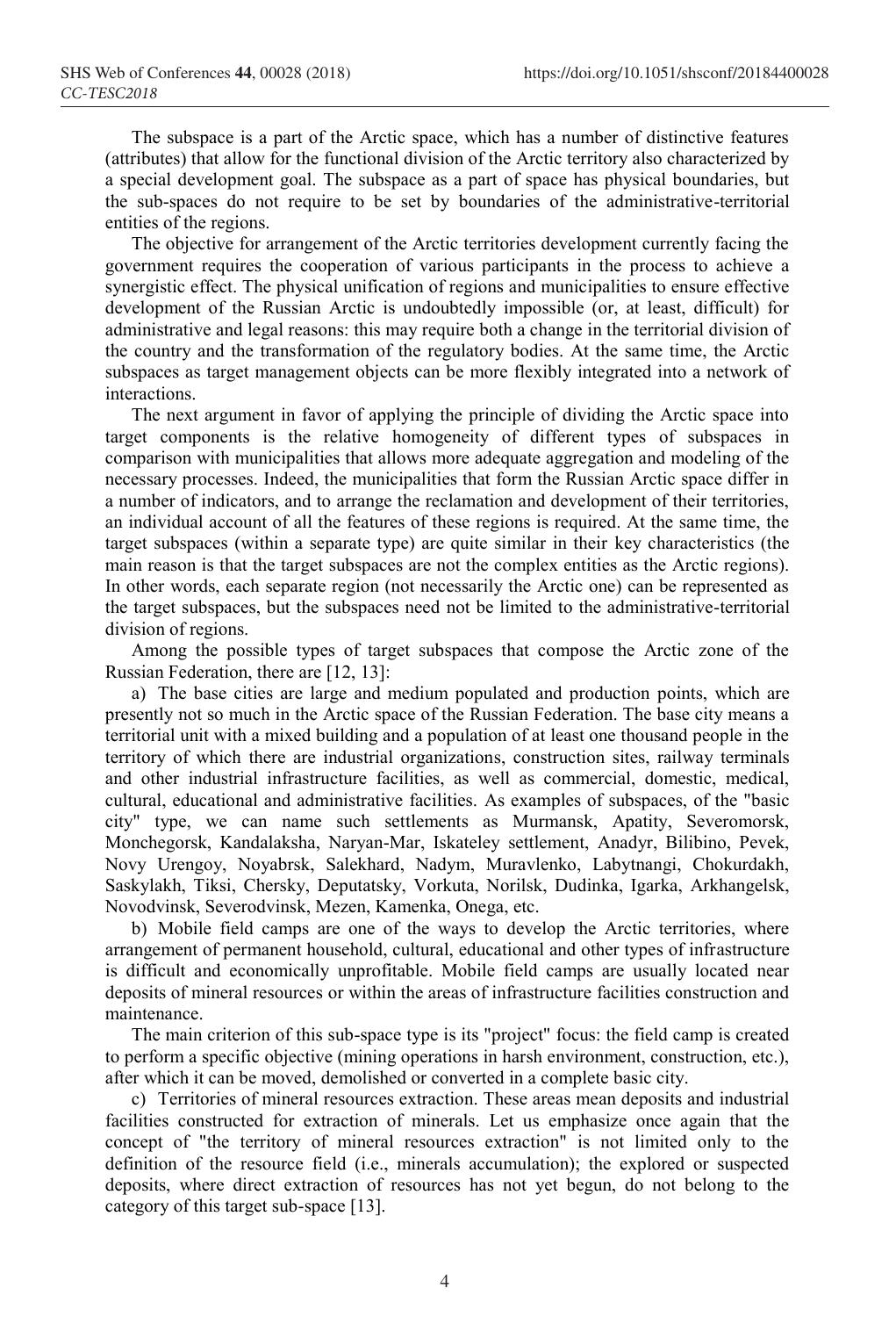The subspace is a part of the Arctic space, which has a number of distinctive features (attributes) that allow for the functional division of the Arctic territory also characterized by a special development goal. The subspace as a part of space has physical boundaries, but the sub-spaces do not require to be set by boundaries of the administrative-territorial entities of the regions.

The objective for arrangement of the Arctic territories development currently facing the government requires the cooperation of various participants in the process to achieve a synergistic effect. The physical unification of regions and municipalities to ensure effective development of the Russian Arctic is undoubtedly impossible (or, at least, difficult) for administrative and legal reasons: this may require both a change in the territorial division of the country and the transformation of the regulatory bodies. At the same time, the Arctic subspaces as target management objects can be more flexibly integrated into a network of interactions.

The next argument in favor of applying the principle of dividing the Arctic space into target components is the relative homogeneity of different types of subspaces in comparison with municipalities that allows more adequate aggregation and modeling of the necessary processes. Indeed, the municipalities that form the Russian Arctic space differ in a number of indicators, and to arrange the reclamation and development of their territories, an individual account of all the features of these regions is required. At the same time, the target subspaces (within a separate type) are quite similar in their key characteristics (the main reason is that the target subspaces are not the complex entities as the Arctic regions). In other words, each separate region (not necessarily the Arctic one) can be represented as the target subspaces, but the subspaces need not be limited to the administrative-territorial division of regions.

Among the possible types of target subspaces that compose the Arctic zone of the Russian Federation, there are [12, 13]:

a) The base cities are large and medium populated and production points, which are presently not so much in the Arctic space of the Russian Federation. The base city means a territorial unit with a mixed building and a population of at least one thousand people in the territory of which there are industrial organizations, construction sites, railway terminals and other industrial infrastructure facilities, as well as commercial, domestic, medical, cultural, educational and administrative facilities. As examples of subspaces, of the "basic city" type, we can name such settlements as Murmansk, Apatity, Severomorsk, Monchegorsk, Kandalaksha, Naryan-Mar, Iskateley settlement, Anadyr, Bilibino, Pevek, Novy Urengoy, Noyabrsk, Salekhard, Nadym, Muravlenko, Labytnangi, Chokurdakh, Saskylakh, Tiksi, Chersky, Deputatsky, Vorkuta, Norilsk, Dudinka, Igarka, Arkhangelsk, Novodvinsk, Severodvinsk, Mezen, Kamenka, Onega, etc.

b) Mobile field camps are one of the ways to develop the Arctic territories, where arrangement of permanent household, cultural, educational and other types of infrastructure is difficult and economically unprofitable. Mobile field camps are usually located near deposits of mineral resources or within the areas of infrastructure facilities construction and maintenance.

The main criterion of this sub-space type is its "project" focus: the field camp is created to perform a specific objective (mining operations in harsh environment, construction, etc.), after which it can be moved, demolished or converted in a complete basic city.

c) Territories of mineral resources extraction. These areas mean deposits and industrial facilities constructed for extraction of minerals. Let us emphasize once again that the concept of "the territory of mineral resources extraction" is not limited only to the definition of the resource field (i.e., minerals accumulation); the explored or suspected deposits, where direct extraction of resources has not yet begun, do not belong to the category of this target sub-space [13].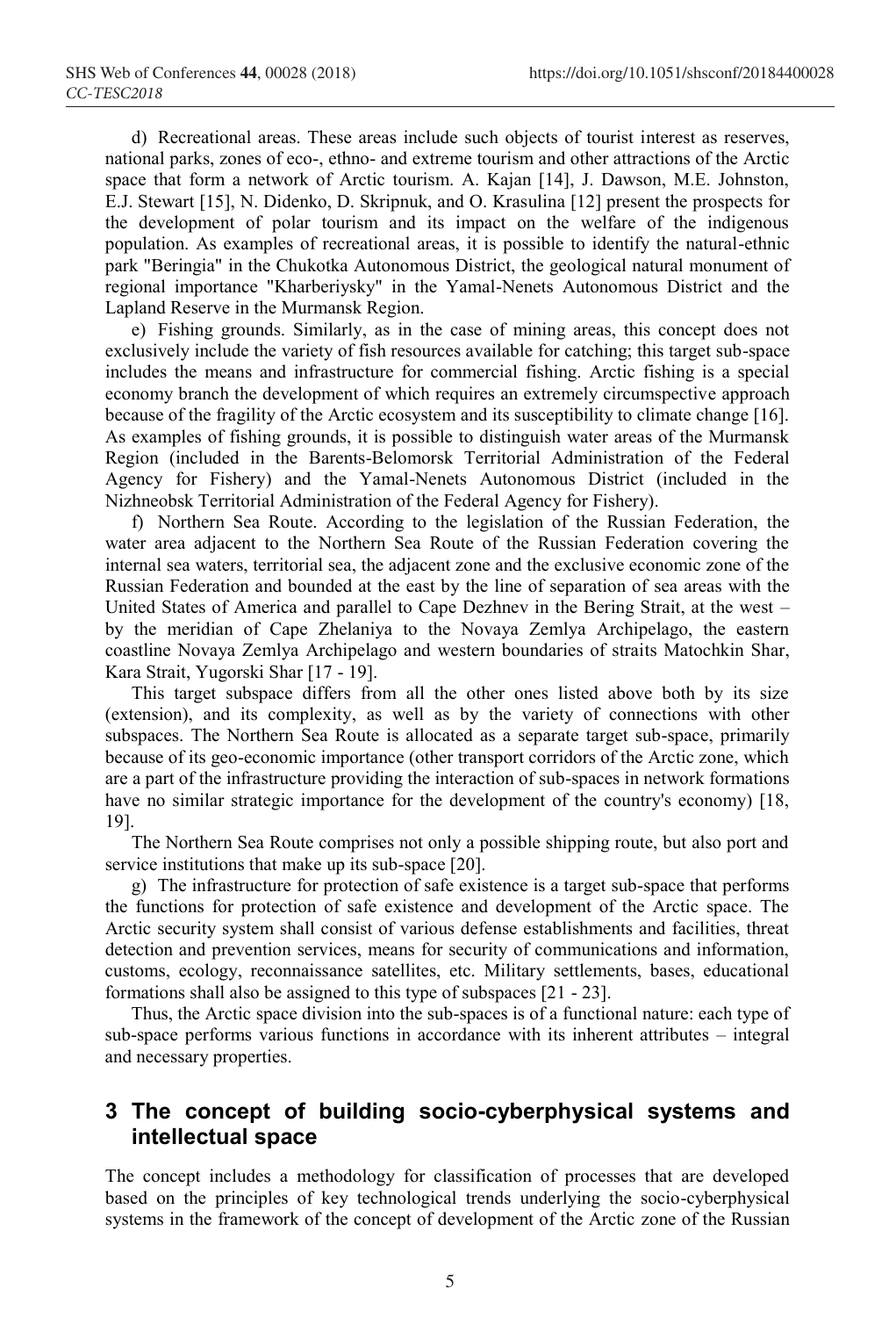d) Recreational areas. These areas include such objects of tourist interest as reserves, national parks, zones of eco-, ethno- and extreme tourism and other attractions of the Arctic space that form a network of Arctic tourism. A. Kajan [14], J. Dawson, M.E. Johnston, E.J. Stewart [15], N. Didenko, D. Skripnuk, and O. Krasulina [12] present the prospects for the development of polar tourism and its impact on the welfare of the indigenous population. As examples of recreational areas, it is possible to identify the natural-ethnic park "Beringia" in the Chukotka Autonomous District, the geological natural monument of regional importance "Kharberiysky" in the Yamal-Nenets Autonomous District and the Lapland Reserve in the Murmansk Region.

e) Fishing grounds. Similarly, as in the case of mining areas, this concept does not exclusively include the variety of fish resources available for catching; this target sub-space includes the means and infrastructure for commercial fishing. Arctic fishing is a special economy branch the development of which requires an extremely circumspective approach because of the fragility of the Arctic ecosystem and its susceptibility to climate change [16]. As examples of fishing grounds, it is possible to distinguish water areas of the Murmansk Region (included in the Barents-Belomorsk Territorial Administration of the Federal Agency for Fishery) and the Yamal-Nenets Autonomous District (included in the Nizhneobsk Territorial Administration of the Federal Agency for Fishery).

f) Northern Sea Route. According to the legislation of the Russian Federation, the water area adjacent to the Northern Sea Route of the Russian Federation covering the internal sea waters, territorial sea, the adjacent zone and the exclusive economic zone of the Russian Federation and bounded at the east by the line of separation of sea areas with the United States of America and parallel to Cape Dezhnev in the Bering Strait, at the west – by the meridian of Cape Zhelaniya to the Novaya Zemlya Archipelago, the eastern coastline Novaya Zemlya Archipelago and western boundaries of straits Matochkin Shar, Kara Strait, Yugorski Shar [17 - 19].

This target subspace differs from all the other ones listed above both by its size (extension), and its complexity, as well as by the variety of connections with other subspaces. The Northern Sea Route is allocated as a separate target sub-space, primarily because of its geo-economic importance (other transport corridors of the Arctic zone, which are a part of the infrastructure providing the interaction of sub-spaces in network formations have no similar strategic importance for the development of the country's economy) [18, 19].

The Northern Sea Route comprises not only a possible shipping route, but also port and service institutions that make up its sub-space [20].

g) The infrastructure for protection of safe existence is a target sub-space that performs the functions for protection of safe existence and development of the Arctic space. The Arctic security system shall consist of various defense establishments and facilities, threat detection and prevention services, means for security of communications and information, customs, ecology, reconnaissance satellites, etc. Military settlements, bases, educational formations shall also be assigned to this type of subspaces [21 - 23].

Thus, the Arctic space division into the sub-spaces is of a functional nature: each type of sub-space performs various functions in accordance with its inherent attributes – integral and necessary properties.

## 3 The concept of building socio-cyberphysical systems and intellectual space

The concept includes a methodology for classification of processes that are developed based on the principles of key technological trends underlying the socio-cyberphysical systems in the framework of the concept of development of the Arctic zone of the Russian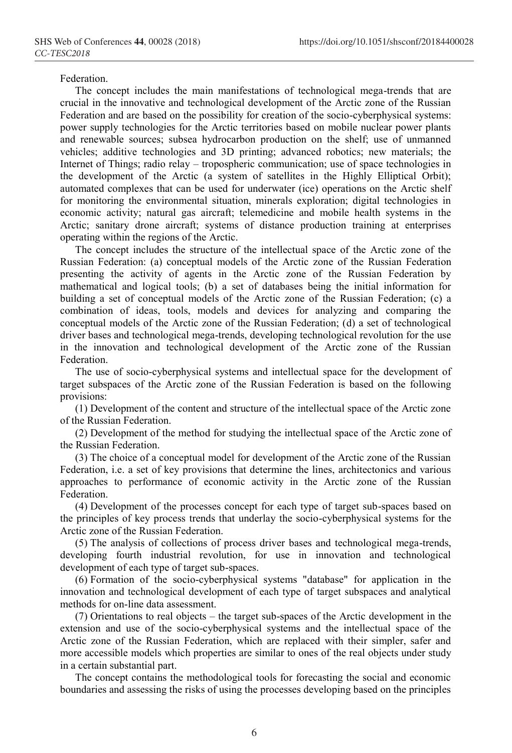Federation.

The concept includes the main manifestations of technological mega-trends that are crucial in the innovative and technological development of the Arctic zone of the Russian Federation and are based on the possibility for creation of the socio-cyberphysical systems: power supply technologies for the Arctic territories based on mobile nuclear power plants and renewable sources; subsea hydrocarbon production on the shelf; use of unmanned vehicles; additive technologies and 3D printing; advanced robotics; new materials; the Internet of Things; radio relay – tropospheric communication; use of space technologies in the development of the Arctic (a system of satellites in the Highly Elliptical Orbit); automated complexes that can be used for underwater (ice) operations on the Arctic shelf for monitoring the environmental situation, minerals exploration; digital technologies in economic activity; natural gas aircraft; telemedicine and mobile health systems in the Arctic; sanitary drone aircraft; systems of distance production training at enterprises operating within the regions of the Arctic.

The concept includes the structure of the intellectual space of the Arctic zone of the Russian Federation: (a) conceptual models of the Arctic zone of the Russian Federation presenting the activity of agents in the Arctic zone of the Russian Federation by mathematical and logical tools; (b) a set of databases being the initial information for building a set of conceptual models of the Arctic zone of the Russian Federation; (c) a combination of ideas, tools, models and devices for analyzing and comparing the conceptual models of the Arctic zone of the Russian Federation; (d) a set of technological driver bases and technological mega-trends, developing technological revolution for the use in the innovation and technological development of the Arctic zone of the Russian Federation.

The use of socio-cyberphysical systems and intellectual space for the development of target subspaces of the Arctic zone of the Russian Federation is based on the following provisions:

(1) Development of the content and structure of the intellectual space of the Arctic zone of the Russian Federation.

(2) Development of the method for studying the intellectual space of the Arctic zone of the Russian Federation.

(3) The choice of a conceptual model for development of the Arctic zone of the Russian Federation, i.e. a set of key provisions that determine the lines, architectonics and various approaches to performance of economic activity in the Arctic zone of the Russian Federation.

(4) Development of the processes concept for each type of target sub-spaces based on the principles of key process trends that underlay the socio-cyberphysical systems for the Arctic zone of the Russian Federation.

(5) The analysis of collections of process driver bases and technological mega-trends, developing fourth industrial revolution, for use in innovation and technological development of each type of target sub-spaces.

(6) Formation of the socio-cyberphysical systems "database" for application in the innovation and technological development of each type of target subspaces and analytical methods for on-line data assessment.

(7) Orientations to real objects – the target sub-spaces of the Arctic development in the extension and use of the socio-cyberphysical systems and the intellectual space of the Arctic zone of the Russian Federation, which are replaced with their simpler, safer and more accessible models which properties are similar to ones of the real objects under study in a certain substantial part.

The concept contains the methodological tools for forecasting the social and economic boundaries and assessing the risks of using the processes developing based on the principles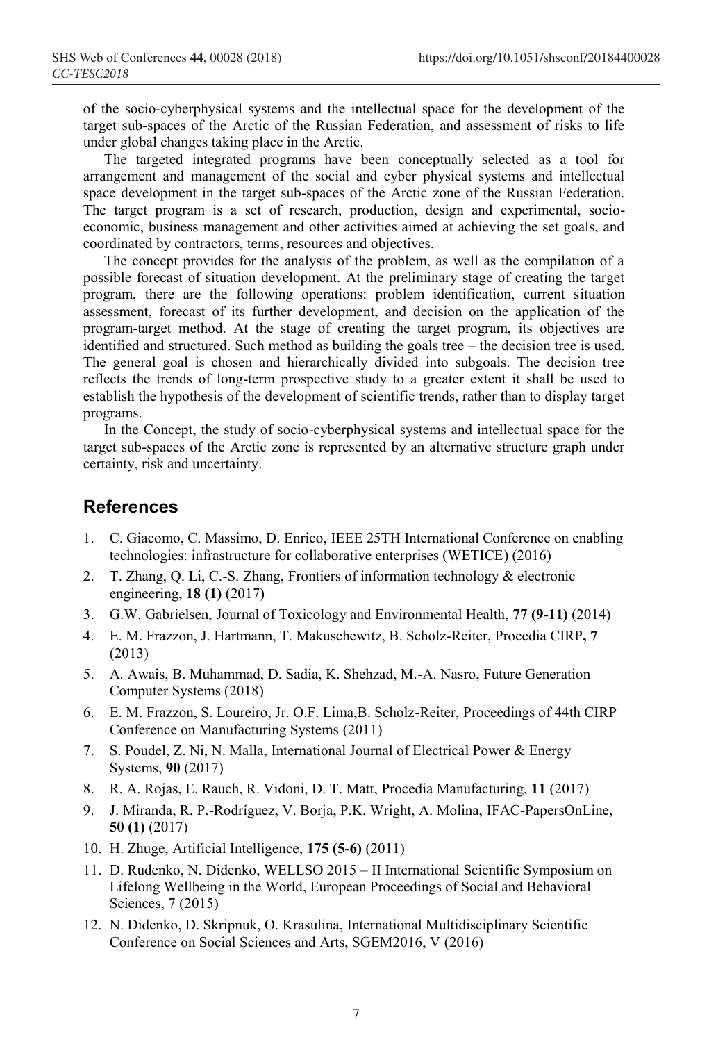of the socio-cyberphysical systems and the intellectual space for the development of the target sub-spaces of the Arctic of the Russian Federation, and assessment of risks to life under global changes taking place in the Arctic.

The targeted integrated programs have been conceptually selected as a tool for arrangement and management of the social and cyber physical systems and intellectual space development in the target sub-spaces of the Arctic zone of the Russian Federation. The target program is a set of research, production, design and experimental, socio-economic, business management and other activities aimed at achieving the set goals, and coordinated by contractors, terms, resources and objectives.

The concept provides for the analysis of the problem, as well as the compilation of a possible forecast of situation development. At the preliminary stage of creating the target program, there are the following operations: problem identification, current situation assessment, forecast of its further development, and decision on the application of the program-target method. At the stage of creating the target program, its objectives are identified and structured. Such method as building the goals tree – the decision tree is used. The general goal is chosen and hierarchically divided into subgoals. The decision tree reflects the trends of long-term prospective study to a greater extent it shall be used to establish the hypothesis of the development of scientific trends, rather than to display target programs.

In the Concept, the study of socio-cyberphysical systems and intellectual space for the target sub-spaces of the Arctic zone is represented by an alternative structure graph under certainty, risk and uncertainty.

## References

1. C. Giacomo, C. Massimo, D. Enrico, IEEE 25TH International Conference on enabling technologies: infrastructure for collaborative enterprises (WETICE) (2016)
2. T. Zhang, Q. Li, C.-S. Zhang, Frontiers of information technology & electronic engineering, **18 (1)** (2017)
3. G.W. Gabrielsen, Journal of Toxicology and Environmental Health, **77 (9-11)** (2014)
4. E. M. Frazzon, J. Hartmann, T. Makuschewitz, B. Scholz-Reiter, Procedia CIRP**, 7** (2013)
5. A. Awais, B. Muhammad, D. Sadia, K. Shehzad, M.-A. Nasro, Future Generation Computer Systems (2018)
6. E. M. Frazzon, S. Loureiro, Jr. O.F. Lima,B. Scholz-Reiter, Proceedings of 44th CIRP Conference on Manufacturing Systems (2011)
7. S. Poudel, Z. Ni, N. Malla, International Journal of Electrical Power & Energy Systems, **90** (2017)
8. R. A. Rojas, E. Rauch, R. Vidoni, D. T. Matt, Procedia Manufacturing, **11** (2017)
9. J. Miranda, R. P.-Rodríguez, V. Borja, P.K. Wright, A. Molina, IFAC-PapersOnLine, **50 (1)** (2017)
10. H. Zhuge, Artificial Intelligence, **175 (5-6)** (2011)
11. D. Rudenko, N. Didenko, WELLSO 2015 – II International Scientific Symposium on Lifelong Wellbeing in the World, European Proceedings of Social and Behavioral Sciences, 7 (2015)
12. N. Didenko, D. Skripnuk, O. Krasulina, International Multidisciplinary Scientific Conference on Social Sciences and Arts, SGEM2016, V (2016)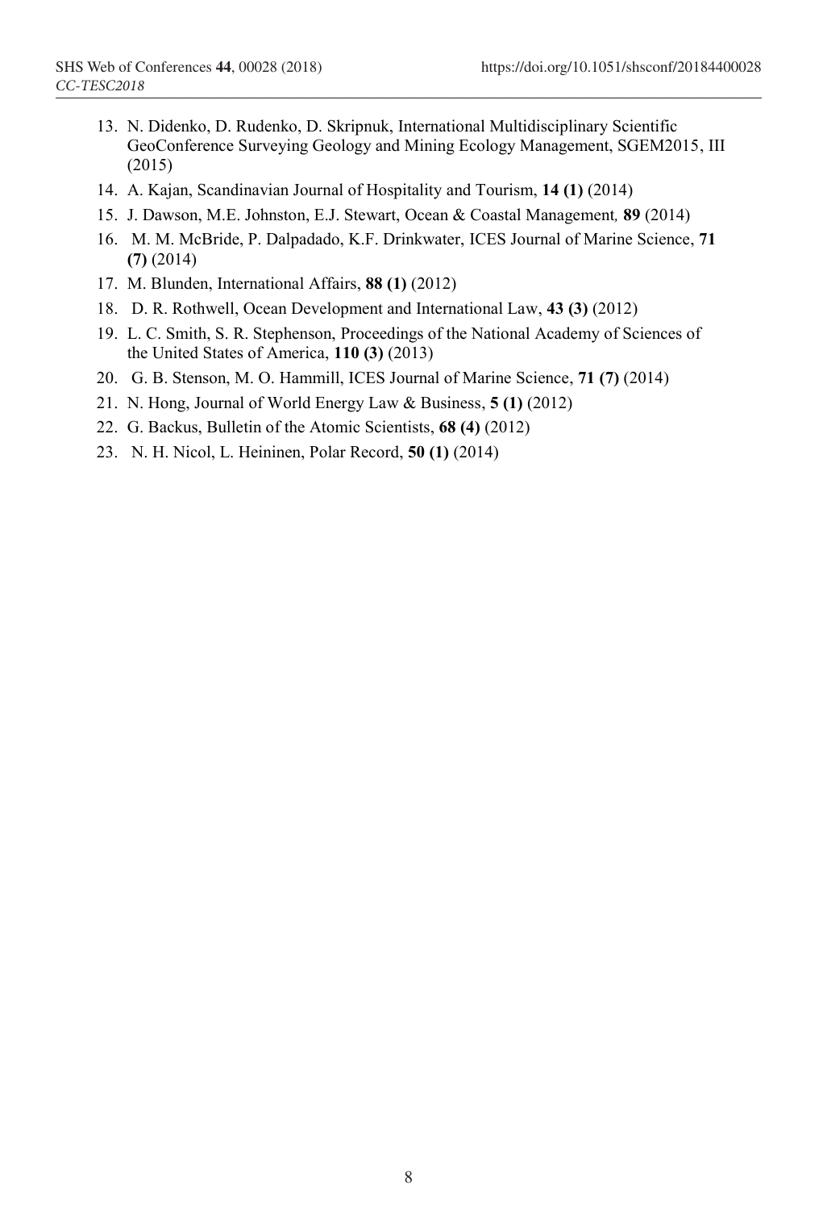13. N. Didenko, D. Rudenko, D. Skripnuk, International Multidisciplinary Scientific GeoConference Surveying Geology and Mining Ecology Management, SGEM2015, III (2015)
14. A. Kajan, Scandinavian Journal of Hospitality and Tourism, **14 (1)** (2014)
15. J. Dawson, M.E. Johnston, E.J. Stewart, Ocean & Coastal Management*,* **89** (2014)
16. M. M. McBride, P. Dalpadado, K.F. Drinkwater, ICES Journal of Marine Science, **71 (7)** (2014)
17. M. Blunden, International Affairs, **88 (1)** (2012)
18. D. R. Rothwell, Ocean Development and International Law, **43 (3)** (2012)
19. L. C. Smith, S. R. Stephenson, Proceedings of the National Academy of Sciences of the United States of America, **110 (3)** (2013)
20. G. B. Stenson, M. O. Hammill, ICES Journal of Marine Science, **71 (7)** (2014)
21. N. Hong, Journal of World Energy Law & Business, **5 (1)** (2012)
22. G. Backus, Bulletin of the Atomic Scientists, **68 (4)** (2012)
23. N. H. Nicol, L. Heininen, Polar Record, **50 (1)** (2014)